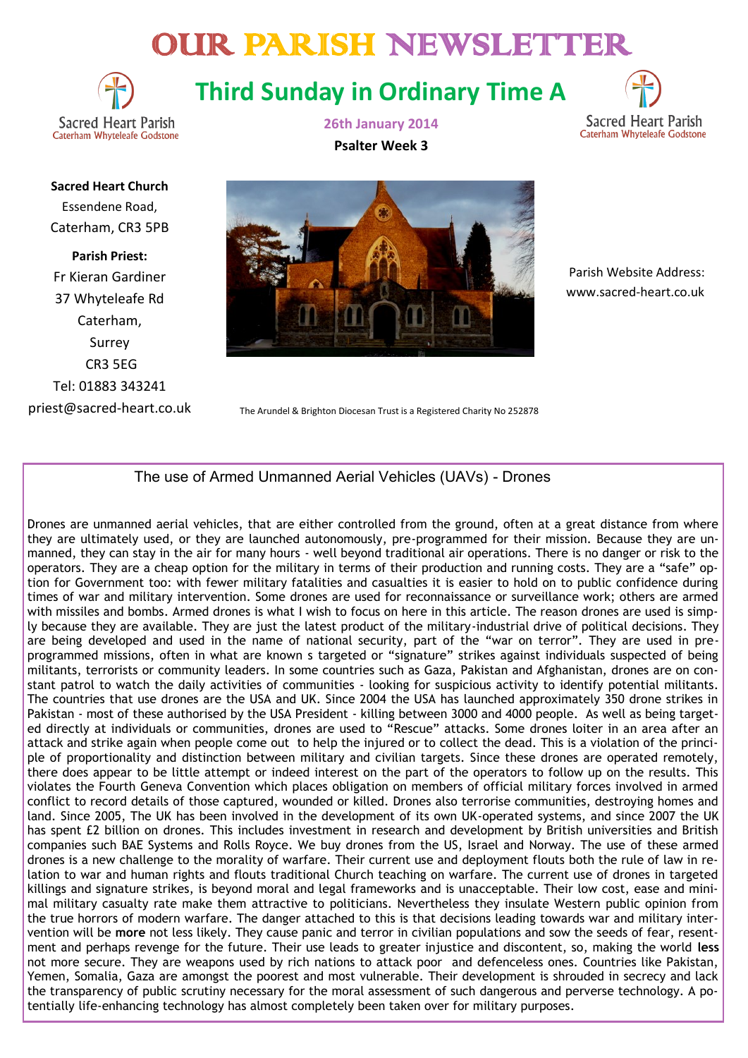# OUR PARISH NEWSLETTER

Sacred Heart Parish
Caterham Whyteleafe Godstone

## Third Sunday in Ordinary Time A

**26th January 2014**

**Psalter Week 3**

**Sacred Heart Church**
Essendene Road,
Caterham, CR3 5PB

**Parish Priest:**
Fr Kieran Gardiner
37 Whyteleafe Rd
Caterham,
Surrey
CR3 5EG
Tel: 01883 343241
priest@sacred-heart.co.uk

Parish Website Address:
www.sacred-heart.co.uk

The Arundel & Brighton Diocesan Trust is a Registered Charity No 252878

### The use of Armed Unmanned Aerial Vehicles (UAVs) - Drones

Drones are unmanned aerial vehicles, that are either controlled from the ground, often at a great distance from where they are ultimately used, or they are launched autonomously, pre-programmed for their mission. Because they are unmanned, they can stay in the air for many hours - well beyond traditional air operations. There is no danger or risk to the operators. They are a cheap option for the military in terms of their production and running costs. They are a "safe" option for Government too: with fewer military fatalities and casualties it is easier to hold on to public confidence during times of war and military intervention. Some drones are used for reconnaissance or surveillance work; others are armed with missiles and bombs. Armed drones is what I wish to focus on here in this article. The reason drones are used is simply because they are available. They are just the latest product of the military-industrial drive of political decisions. They are being developed and used in the name of national security, part of the "war on terror". They are used in pre-programmed missions, often in what are known s targeted or "signature" strikes against individuals suspected of being militants, terrorists or community leaders. In some countries such as Gaza, Pakistan and Afghanistan, drones are on constant patrol to watch the daily activities of communities - looking for suspicious activity to identify potential militants. The countries that use drones are the USA and UK. Since 2004 the USA has launched approximately 350 drone strikes in Pakistan - most of these authorised by the USA President - killing between 3000 and 4000 people. As well as being targeted directly at individuals or communities, drones are used to "Rescue" attacks. Some drones loiter in an area after an attack and strike again when people come out to help the injured or to collect the dead. This is a violation of the principle of proportionality and distinction between military and civilian targets. Since these drones are operated remotely, there does appear to be little attempt or indeed interest on the part of the operators to follow up on the results. This violates the Fourth Geneva Convention which places obligation on members of official military forces involved in armed conflict to record details of those captured, wounded or killed. Drones also terrorise communities, destroying homes and land. Since 2005, The UK has been involved in the development of its own UK-operated systems, and since 2007 the UK has spent £2 billion on drones. This includes investment in research and development by British universities and British companies such BAE Systems and Rolls Royce. We buy drones from the US, Israel and Norway. The use of these armed drones is a new challenge to the morality of warfare. Their current use and deployment flouts both the rule of law in relation to war and human rights and flouts traditional Church teaching on warfare. The current use of drones in targeted killings and signature strikes, is beyond moral and legal frameworks and is unacceptable. Their low cost, ease and minimal military casualty rate make them attractive to politicians. Nevertheless they insulate Western public opinion from the true horrors of modern warfare. The danger attached to this is that decisions leading towards war and military intervention will be **more** not less likely. They cause panic and terror in civilian populations and sow the seeds of fear, resentment and perhaps revenge for the future. Their use leads to greater injustice and discontent, so, making the world **less** not more secure. They are weapons used by rich nations to attack poor and defenceless ones. Countries like Pakistan, Yemen, Somalia, Gaza are amongst the poorest and most vulnerable. Their development is shrouded in secrecy and lack the transparency of public scrutiny necessary for the moral assessment of such dangerous and perverse technology. A potentially life-enhancing technology has almost completely been taken over for military purposes.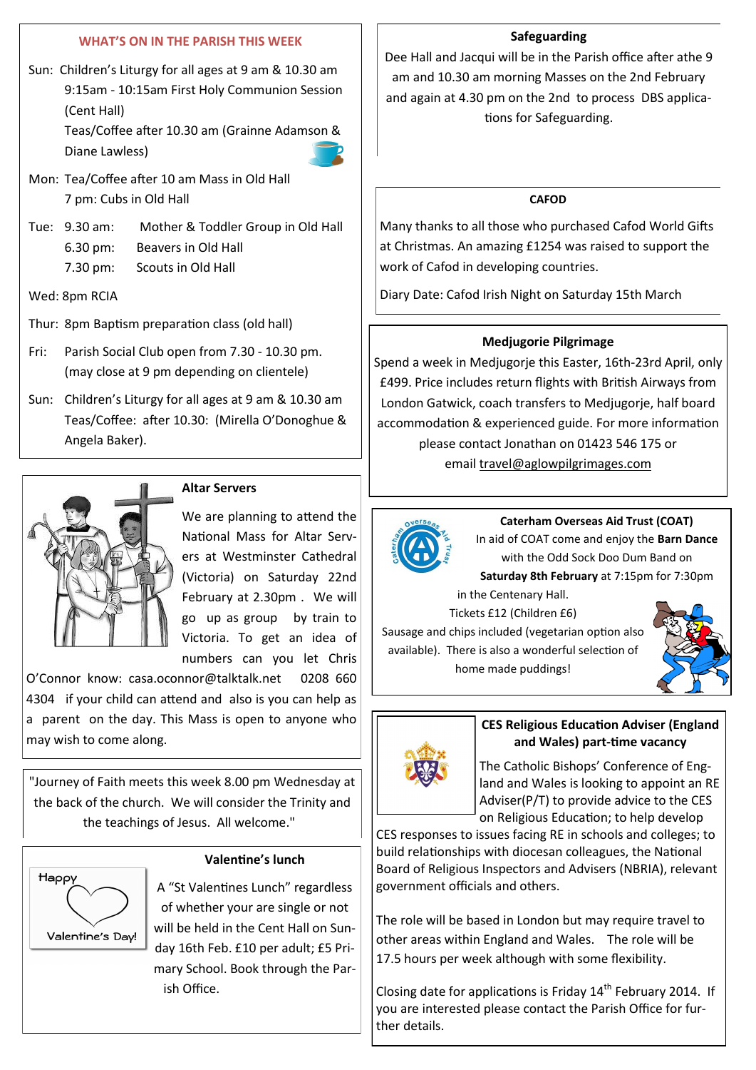## WHAT'S ON IN THE PARISH THIS WEEK

Sun: Children's Liturgy for all ages at 9 am & 10.30 am
9:15am - 10:15am First Holy Communion Session (Cent Hall)
Teas/Coffee after 10.30 am (Grainne Adamson & Diane Lawless)

Mon: Tea/Coffee after 10 am Mass in Old Hall
7 pm: Cubs in Old Hall

Tue: 9.30 am: Mother & Toddler Group in Old Hall
6.30 pm: Beavers in Old Hall
7.30 pm: Scouts in Old Hall

Wed: 8pm RCIA

Thur: 8pm Baptism preparation class (old hall)

Fri: Parish Social Club open from 7.30 - 10.30 pm. (may close at 9 pm depending on clientele)

Sun: Children's Liturgy for all ages at 9 am & 10.30 am
Teas/Coffee: after 10.30: (Mirella O'Donoghue & Angela Baker).

### Altar Servers

We are planning to attend the National Mass for Altar Servers at Westminster Cathedral (Victoria) on Saturday 22nd February at 2.30pm . We will go up as group by train to Victoria. To get an idea of numbers can you let Chris O'Connor know: casa.oconnor@talktalk.net 0208 660 4304 if your child can attend and also is you can help as a parent on the day. This Mass is open to anyone who may wish to come along.

"Journey of Faith meets this week 8.00 pm Wednesday at the back of the church. We will consider the Trinity and the teachings of Jesus. All welcome."

### Valentine's lunch

A "St Valentines Lunch" regardless of whether your are single or not will be held in the Cent Hall on Sunday 16th Feb. £10 per adult; £5 Primary School. Book through the Parish Office.

### Safeguarding

Dee Hall and Jacqui will be in the Parish office after athe 9 am and 10.30 am morning Masses on the 2nd February and again at 4.30 pm on the 2nd to process DBS applications for Safeguarding.

### CAFOD

Many thanks to all those who purchased Cafod World Gifts at Christmas. An amazing £1254 was raised to support the work of Cafod in developing countries.

Diary Date: Cafod Irish Night on Saturday 15th March

### Medjugorie Pilgrimage

Spend a week in Medjugorje this Easter, 16th-23rd April, only £499. Price includes return flights with British Airways from London Gatwick, coach transfers to Medjugorje, half board accommodation & experienced guide. For more information please contact Jonathan on 01423 546 175 or email travel@aglowpilgrimages.com

### Caterham Overseas Aid Trust (COAT)

In aid of COAT come and enjoy the **Barn Dance** with the Odd Sock Doo Dum Band on **Saturday 8th February** at 7:15pm for 7:30pm in the Centenary Hall.
Tickets £12 (Children £6)
Sausage and chips included (vegetarian option also available). There is also a wonderful selection of home made puddings!

### CES Religious Education Adviser (England and Wales) part-time vacancy

The Catholic Bishops' Conference of England and Wales is looking to appoint an RE Adviser(P/T) to provide advice to the CES on Religious Education; to help develop CES responses to issues facing RE in schools and colleges; to build relationships with diocesan colleagues, the National Board of Religious Inspectors and Advisers (NBRIA), relevant government officials and others.

The role will be based in London but may require travel to other areas within England and Wales. The role will be 17.5 hours per week although with some flexibility.

Closing date for applications is Friday 14th February 2014. If you are interested please contact the Parish Office for further details.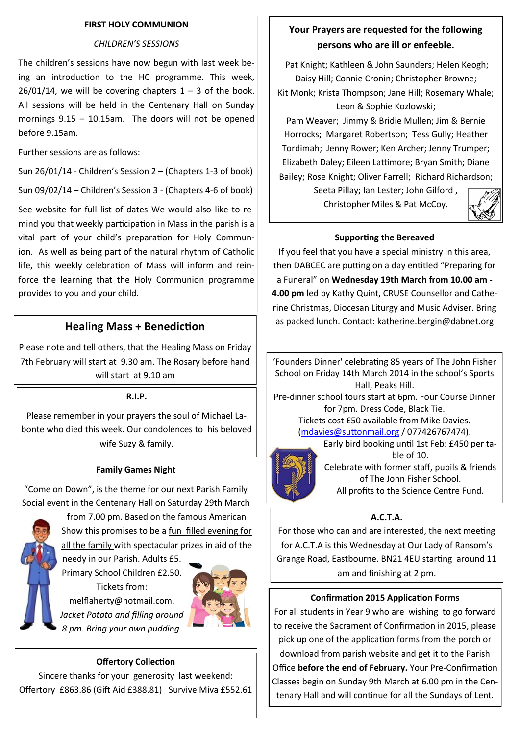## FIRST HOLY COMMUNION

*CHILDREN'S SESSIONS*

The children's sessions have now begun with last week being an introduction to the HC programme. This week, 26/01/14, we will be covering chapters 1 – 3 of the book. All sessions will be held in the Centenary Hall on Sunday mornings 9.15 – 10.15am. The doors will not be opened before 9.15am.

Further sessions are as follows:

Sun 26/01/14 - Children's Session 2 – (Chapters 1-3 of book)

Sun 09/02/14 – Children's Session 3 - (Chapters 4-6 of book)

See website for full list of dates We would also like to remind you that weekly participation in Mass in the parish is a vital part of your child's preparation for Holy Communion. As well as being part of the natural rhythm of Catholic life, this weekly celebration of Mass will inform and reinforce the learning that the Holy Communion programme provides to you and your child.

## Healing Mass + Benediction

Please note and tell others, that the Healing Mass on Friday 7th February will start at 9.30 am. The Rosary before hand will start at 9.10 am

## R.I.P.

Please remember in your prayers the soul of Michael Labonte who died this week. Our condolences to his beloved wife Suzy & family.

## Family Games Night

"Come on Down", is the theme for our next Parish Family Social event in the Centenary Hall on Saturday 29th March from 7.00 pm. Based on the famous American Show this promises to be a fun filled evening for all the family with spectacular prizes in aid of the needy in our Parish. Adults £5. Primary School Children £2.50. Tickets from: melflaherty@hotmail.com. *Jacket Potato and filling around 8 pm. Bring your own pudding.*

## Offertory Collection

Sincere thanks for your generosity last weekend: Offertory £863.86 (Gift Aid £388.81) Survive Miva £552.61

## Your Prayers are requested for the following persons who are ill or enfeeble.

Pat Knight; Kathleen & John Saunders; Helen Keogh; Daisy Hill; Connie Cronin; Christopher Browne; Kit Monk; Krista Thompson; Jane Hill; Rosemary Whale; Leon & Sophie Kozlowski; Pam Weaver; Jimmy & Bridie Mullen; Jim & Bernie Horrocks; Margaret Robertson; Tess Gully; Heather Tordimah; Jenny Rower; Ken Archer; Jenny Trumper; Elizabeth Daley; Eileen Lattimore; Bryan Smith; Diane Bailey; Rose Knight; Oliver Farrell; Richard Richardson; Seeta Pillay; Ian Lester; John Gilford , Christopher Miles & Pat McCoy.

## Supporting the Bereaved

If you feel that you have a special ministry in this area, then DABCEC are putting on a day entitled "Preparing for a Funeral" on **Wednesday 19th March from 10.00 am - 4.00 pm** led by Kathy Quint, CRUSE Counsellor and Catherine Christmas, Diocesan Liturgy and Music Adviser. Bring as packed lunch. Contact: katherine.bergin@dabnet.org

'Founders Dinner' celebrating 85 years of The John Fisher School on Friday 14th March 2014 in the school's Sports Hall, Peaks Hill.
Pre-dinner school tours start at 6pm. Four Course Dinner for 7pm. Dress Code, Black Tie.
Tickets cost £50 available from Mike Davies. (mdavies@suttonmail.org / 077426767474).
Early bird booking until 1st Feb: £450 per table of 10.
Celebrate with former staff, pupils & friends of The John Fisher School.
All profits to the Science Centre Fund.

## A.C.T.A.

For those who can and are interested, the next meeting for A.C.T.A is this Wednesday at Our Lady of Ransom's Grange Road, Eastbourne. BN21 4EU starting around 11 am and finishing at 2 pm.

## Confirmation 2015 Application Forms

For all students in Year 9 who are wishing to go forward to receive the Sacrament of Confirmation in 2015, please pick up one of the application forms from the porch or download from parish website and get it to the Parish Office **before the end of February.** Your Pre-Confirmation Classes begin on Sunday 9th March at 6.00 pm in the Centenary Hall and will continue for all the Sundays of Lent.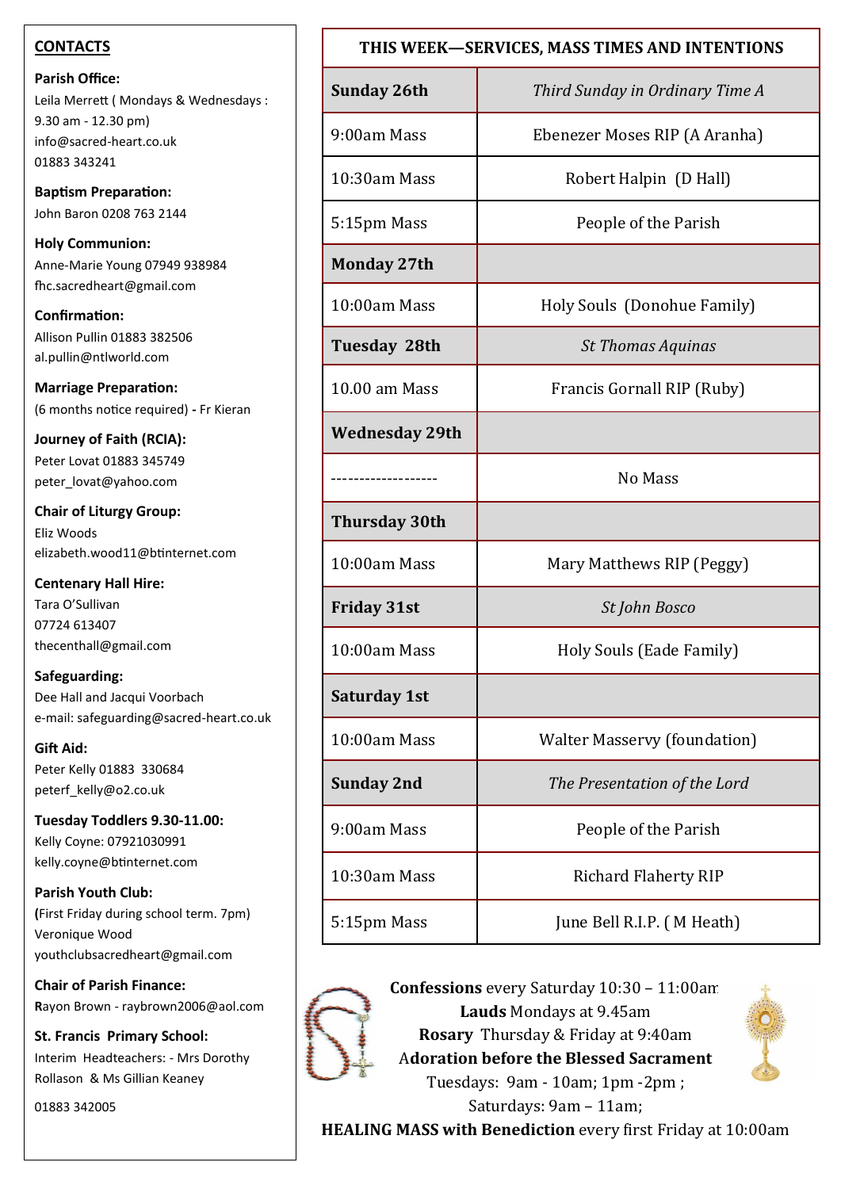## CONTACTS

**Parish Office:**
Leila Merrett ( Mondays & Wednesdays : 9.30 am - 12.30 pm)
info@sacred-heart.co.uk
01883 343241

**Baptism Preparation:**
John Baron 0208 763 2144

**Holy Communion:**
Anne-Marie Young 07949 938984
fhc.sacredheart@gmail.com

**Confirmation:**
Allison Pullin 01883 382506
al.pullin@ntlworld.com

**Marriage Preparation:**
(6 months notice required) **-** Fr Kieran

**Journey of Faith (RCIA):**
Peter Lovat 01883 345749
peter_lovat@yahoo.com

**Chair of Liturgy Group:**
Eliz Woods
elizabeth.wood11@btinternet.com

**Centenary Hall Hire:**
Tara O'Sullivan
07724 613407
thecenthall@gmail.com

**Safeguarding:**
Dee Hall and Jacqui Voorbach
e-mail: safeguarding@sacred-heart.co.uk

**Gift Aid:**
Peter Kelly 01883 330684
peterf_kelly@o2.co.uk

**Tuesday Toddlers 9.30-11.00:**
Kelly Coyne: 07921030991
kelly.coyne@btinternet.com

**Parish Youth Club:**
**(**First Friday during school term. 7pm)
Veronique Wood
youthclubsacredheart@gmail.com

**Chair of Parish Finance:**
**R**ayon Brown - raybrown2006@aol.com

**St. Francis Primary School:**
Interim Headteachers: - Mrs Dorothy Rollason & Ms Gillian Keaney

01883 342005

## THIS WEEK—SERVICES, MASS TIMES AND INTENTIONS

| | |
|---|---|
| **Sunday 26th** | *Third Sunday in Ordinary Time A* |
| 9:00am Mass | Ebenezer Moses RIP (A Aranha) |
| 10:30am Mass | Robert Halpin (D Hall) |
| 5:15pm Mass | People of the Parish |
| **Monday 27th** | |
| 10:00am Mass | Holy Souls (Donohue Family) |
| **Tuesday 28th** | *St Thomas Aquinas* |
| 10.00 am Mass | Francis Gornall RIP (Ruby) |
| **Wednesday 29th** | |
| ------------------- | No Mass |
| **Thursday 30th** | |
| 10:00am Mass | Mary Matthews RIP (Peggy) |
| **Friday 31st** | *St John Bosco* |
| 10:00am Mass | Holy Souls (Eade Family) |
| **Saturday 1st** | |
| 10:00am Mass | Walter Masservy (foundation) |
| **Sunday 2nd** | *The Presentation of the Lord* |
| 9:00am Mass | People of the Parish |
| 10:30am Mass | Richard Flaherty RIP |
| 5:15pm Mass | June Bell R.I.P. ( M Heath) |

**Confessions** every Saturday 10:30 – 11:00am
**Lauds** Mondays at 9.45am
**Rosary** Thursday & Friday at 9:40am
**Adoration before the Blessed Sacrament**
Tuesdays: 9am - 10am; 1pm -2pm ;
Saturdays: 9am – 11am;
**HEALING MASS with Benediction** every first Friday at 10:00am